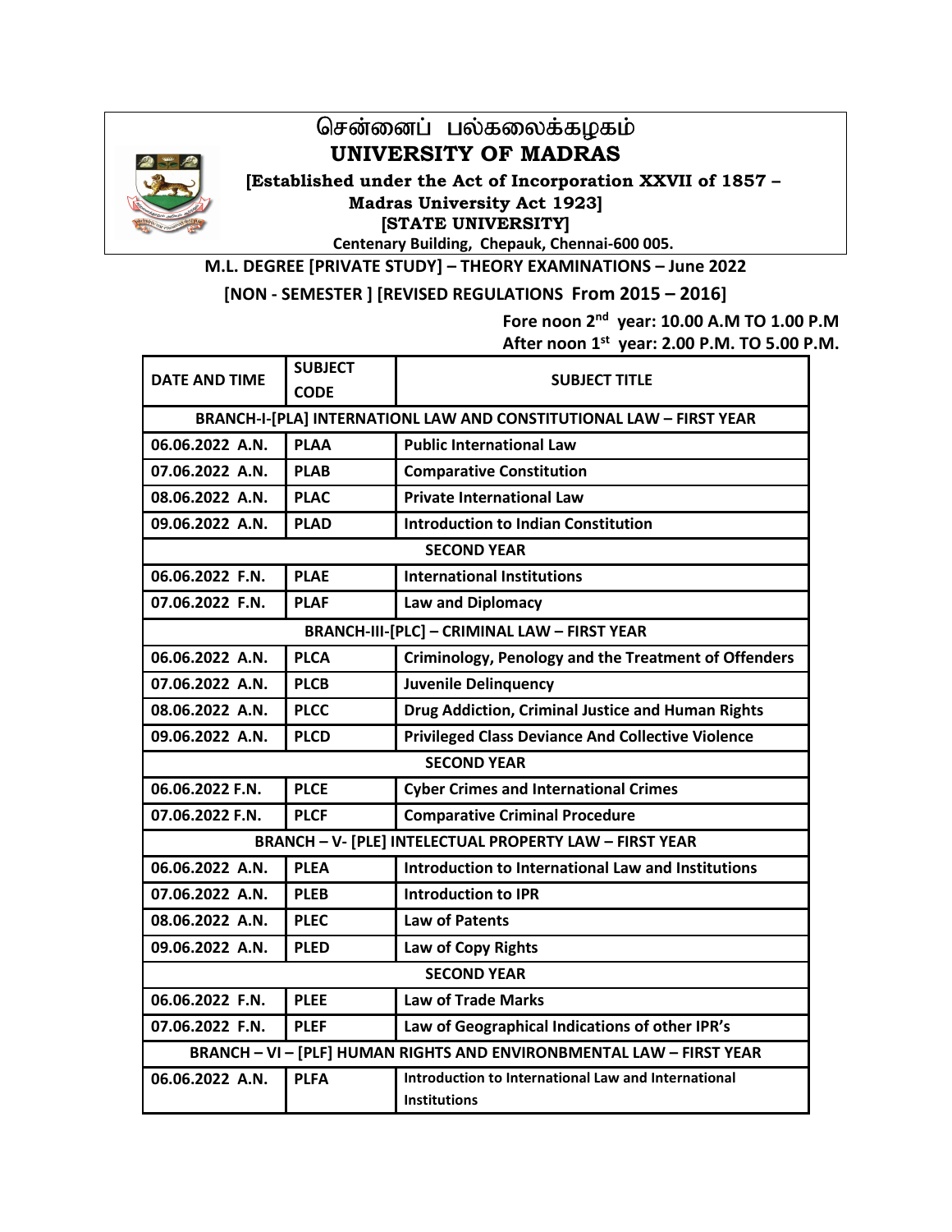# சென்னைப் பல்கலைக்கழகம்
# UNIVERSITY OF MADRAS

**[Established under the Act of Incorporation XXVII of 1857 – Madras University Act 1923]**

**[STATE UNIVERSITY]**

**Centenary Building, Chepauk, Chennai-600 005.**

## M.L. DEGREE [PRIVATE STUDY] – THEORY EXAMINATIONS – June 2022

## [NON - SEMESTER ] [REVISED REGULATIONS From 2015 – 2016]

**Fore noon 2nd year: 10.00 A.M TO 1.00 P.M**
**After noon 1st year: 2.00 P.M. TO 5.00 P.M.**

| DATE AND TIME | SUBJECT CODE | SUBJECT TITLE |
|---|---|---|
| **BRANCH-I-[PLA] INTERNATIONL LAW AND CONSTITUTIONAL LAW – FIRST YEAR** | | |
| 06.06.2022 A.N. | PLAA | Public International Law |
| 07.06.2022 A.N. | PLAB | Comparative Constitution |
| 08.06.2022 A.N. | PLAC | Private International Law |
| 09.06.2022 A.N. | PLAD | Introduction to Indian Constitution |
| **SECOND YEAR** | | |
| 06.06.2022 F.N. | PLAE | International Institutions |
| 07.06.2022 F.N. | PLAF | Law and Diplomacy |
| **BRANCH-III-[PLC] – CRIMINAL LAW – FIRST YEAR** | | |
| 06.06.2022 A.N. | PLCA | Criminology, Penology and the Treatment of Offenders |
| 07.06.2022 A.N. | PLCB | Juvenile Delinquency |
| 08.06.2022 A.N. | PLCC | Drug Addiction, Criminal Justice and Human Rights |
| 09.06.2022 A.N. | PLCD | Privileged Class Deviance And Collective Violence |
| **SECOND YEAR** | | |
| 06.06.2022 F.N. | PLCE | Cyber Crimes and International Crimes |
| 07.06.2022 F.N. | PLCF | Comparative Criminal Procedure |
| **BRANCH – V- [PLE] INTELECTUAL PROPERTY LAW – FIRST YEAR** | | |
| 06.06.2022 A.N. | PLEA | Introduction to International Law and Institutions |
| 07.06.2022 A.N. | PLEB | Introduction to IPR |
| 08.06.2022 A.N. | PLEC | Law of Patents |
| 09.06.2022 A.N. | PLED | Law of Copy Rights |
| **SECOND YEAR** | | |
| 06.06.2022 F.N. | PLEE | Law of Trade Marks |
| 07.06.2022 F.N. | PLEF | Law of Geographical Indications of other IPR's |
| **BRANCH – VI – [PLF] HUMAN RIGHTS AND ENVIRONBMENTAL LAW – FIRST YEAR** | | |
| 06.06.2022 A.N. | PLFA | Introduction to International Law and International Institutions |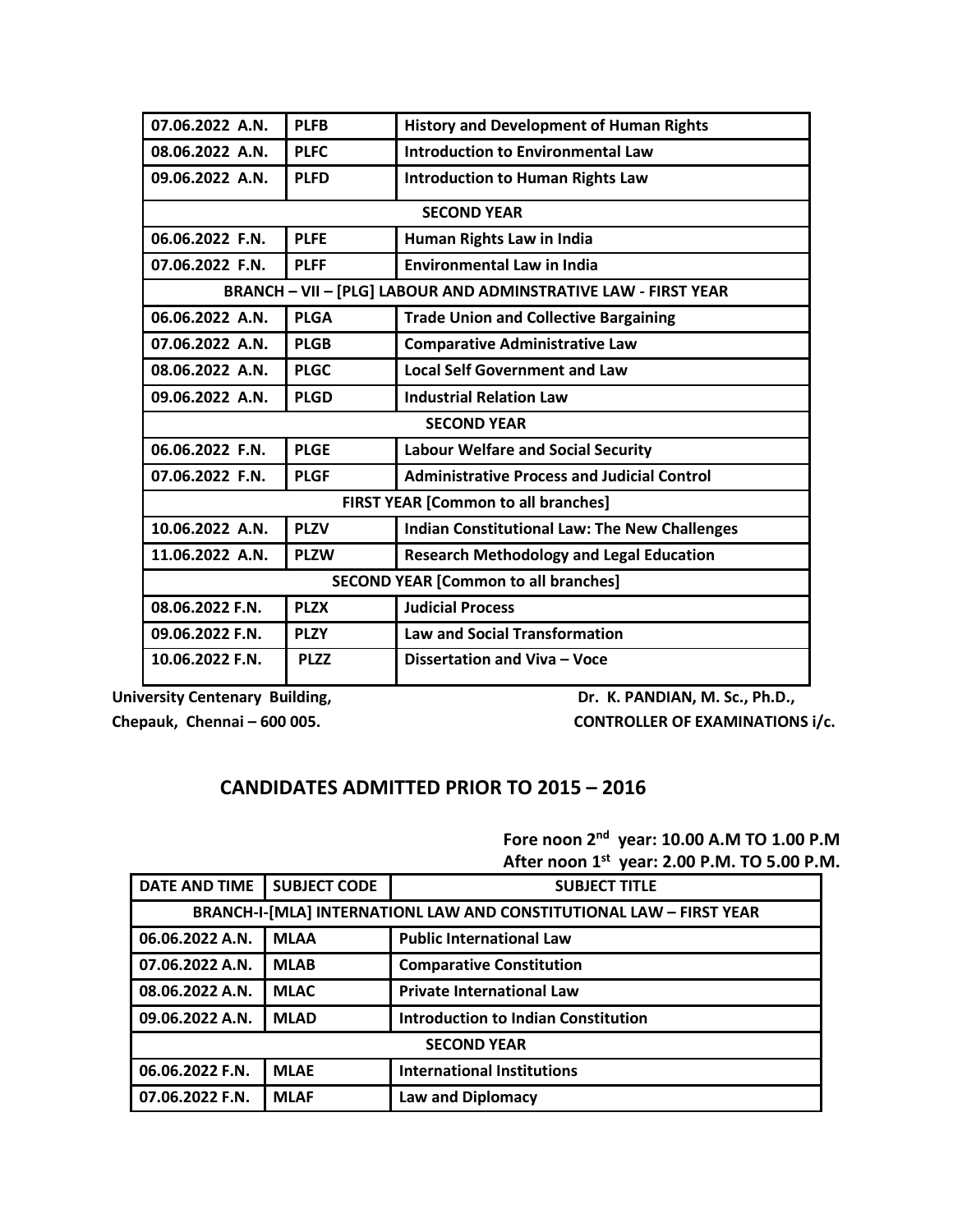| | | |
|---|---|---|
| 07.06.2022 A.N. | PLFB | History and Development of Human Rights |
| 08.06.2022 A.N. | PLFC | Introduction to Environmental Law |
| 09.06.2022 A.N. | PLFD | Introduction to Human Rights Law |
| SECOND YEAR | | |
| 06.06.2022 F.N. | PLFE | Human Rights Law in India |
| 07.06.2022 F.N. | PLFF | Environmental Law in India |
| BRANCH – VII – [PLG] LABOUR AND ADMINSTRATIVE LAW - FIRST YEAR | | |
| 06.06.2022 A.N. | PLGA | Trade Union and Collective Bargaining |
| 07.06.2022 A.N. | PLGB | Comparative Administrative Law |
| 08.06.2022 A.N. | PLGC | Local Self Government and Law |
| 09.06.2022 A.N. | PLGD | Industrial Relation Law |
| SECOND YEAR | | |
| 06.06.2022 F.N. | PLGE | Labour Welfare and Social Security |
| 07.06.2022 F.N. | PLGF | Administrative Process and Judicial Control |
| FIRST YEAR [Common to all branches] | | |
| 10.06.2022 A.N. | PLZV | Indian Constitutional Law: The New Challenges |
| 11.06.2022 A.N. | PLZW | Research Methodology and Legal Education |
| SECOND YEAR [Common to all branches] | | |
| 08.06.2022 F.N. | PLZX | Judicial Process |
| 09.06.2022 F.N. | PLZY | Law and Social Transformation |
| 10.06.2022 F.N. | PLZZ | Dissertation and Viva – Voce |

**University Centenary Building,**
**Chepauk, Chennai – 600 005.**

**Dr. K. PANDIAN, M. Sc., Ph.D.,**
**CONTROLLER OF EXAMINATIONS i/c.**

## CANDIDATES ADMITTED PRIOR TO 2015 – 2016

**Fore noon 2nd year: 10.00 A.M TO 1.00 P.M**
**After noon 1st year: 2.00 P.M. TO 5.00 P.M.**

| DATE AND TIME | SUBJECT CODE | SUBJECT TITLE |
|---|---|---|
| BRANCH-I-[MLA] INTERNATIONL LAW AND CONSTITUTIONAL LAW – FIRST YEAR | | |
| 06.06.2022 A.N. | MLAA | Public International Law |
| 07.06.2022 A.N. | MLAB | Comparative Constitution |
| 08.06.2022 A.N. | MLAC | Private International Law |
| 09.06.2022 A.N. | MLAD | Introduction to Indian Constitution |
| SECOND YEAR | | |
| 06.06.2022 F.N. | MLAE | International Institutions |
| 07.06.2022 F.N. | MLAF | Law and Diplomacy |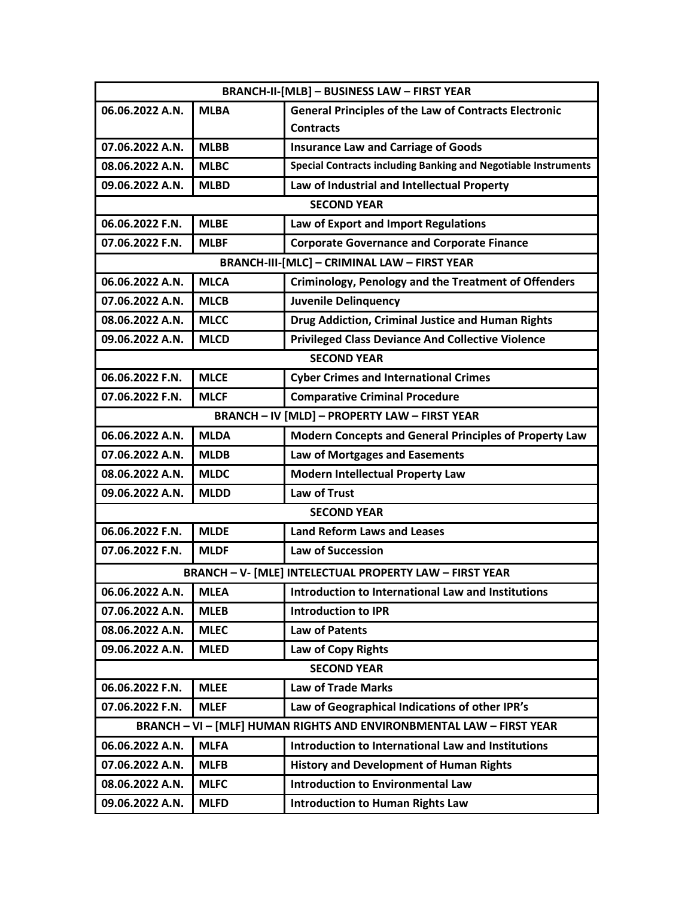| BRANCH-II-[MLB] – BUSINESS LAW – FIRST YEAR | | |
|---|---|---|
| 06.06.2022 A.N. | MLBA | General Principles of the Law of Contracts Electronic Contracts |
| 07.06.2022 A.N. | MLBB | Insurance Law and Carriage of Goods |
| 08.06.2022 A.N. | MLBC | Special Contracts including Banking and Negotiable Instruments |
| 09.06.2022 A.N. | MLBD | Law of Industrial and Intellectual Property |
| SECOND YEAR | | |
| 06.06.2022 F.N. | MLBE | Law of Export and Import Regulations |
| 07.06.2022 F.N. | MLBF | Corporate Governance and Corporate Finance |
| BRANCH-III-[MLC] – CRIMINAL LAW – FIRST YEAR | | |
| 06.06.2022 A.N. | MLCA | Criminology, Penology and the Treatment of Offenders |
| 07.06.2022 A.N. | MLCB | Juvenile Delinquency |
| 08.06.2022 A.N. | MLCC | Drug Addiction, Criminal Justice and Human Rights |
| 09.06.2022 A.N. | MLCD | Privileged Class Deviance And Collective Violence |
| SECOND YEAR | | |
| 06.06.2022 F.N. | MLCE | Cyber Crimes and International Crimes |
| 07.06.2022 F.N. | MLCF | Comparative Criminal Procedure |
| BRANCH – IV [MLD] – PROPERTY LAW – FIRST YEAR | | |
| 06.06.2022 A.N. | MLDA | Modern Concepts and General Principles of Property Law |
| 07.06.2022 A.N. | MLDB | Law of Mortgages and Easements |
| 08.06.2022 A.N. | MLDC | Modern Intellectual Property Law |
| 09.06.2022 A.N. | MLDD | Law of Trust |
| SECOND YEAR | | |
| 06.06.2022 F.N. | MLDE | Land Reform Laws and Leases |
| 07.06.2022 F.N. | MLDF | Law of Succession |
| BRANCH – V- [MLE] INTELECTUAL PROPERTY LAW – FIRST YEAR | | |
| 06.06.2022 A.N. | MLEA | Introduction to International Law and Institutions |
| 07.06.2022 A.N. | MLEB | Introduction to IPR |
| 08.06.2022 A.N. | MLEC | Law of Patents |
| 09.06.2022 A.N. | MLED | Law of Copy Rights |
| SECOND YEAR | | |
| 06.06.2022 F.N. | MLEE | Law of Trade Marks |
| 07.06.2022 F.N. | MLEF | Law of Geographical Indications of other IPR's |
| BRANCH – VI – [MLF] HUMAN RIGHTS AND ENVIRONBMENTAL LAW – FIRST YEAR | | |
| 06.06.2022 A.N. | MLFA | Introduction to International Law and Institutions |
| 07.06.2022 A.N. | MLFB | History and Development of Human Rights |
| 08.06.2022 A.N. | MLFC | Introduction to Environmental Law |
| 09.06.2022 A.N. | MLFD | Introduction to Human Rights Law |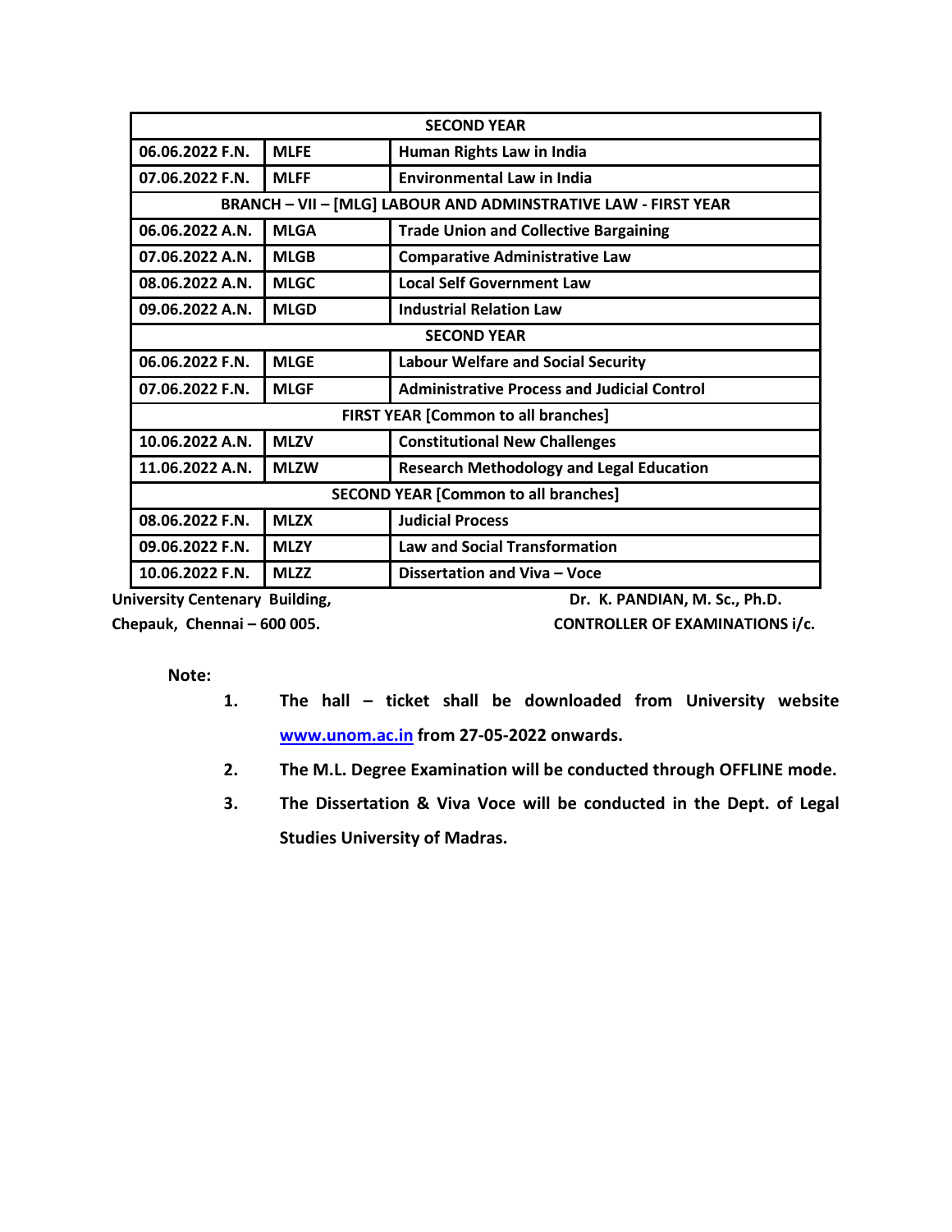| | | |
|---|---|---|
| **SECOND YEAR** | | |
| **06.06.2022 F.N.** | **MLFE** | **Human Rights Law in India** |
| **07.06.2022 F.N.** | **MLFF** | **Environmental Law in India** |
| **BRANCH – VII – [MLG] LABOUR AND ADMINSTRATIVE LAW - FIRST YEAR** | | |
| **06.06.2022 A.N.** | **MLGA** | **Trade Union and Collective Bargaining** |
| **07.06.2022 A.N.** | **MLGB** | **Comparative Administrative Law** |
| **08.06.2022 A.N.** | **MLGC** | **Local Self Government Law** |
| **09.06.2022 A.N.** | **MLGD** | **Industrial Relation Law** |
| **SECOND YEAR** | | |
| **06.06.2022 F.N.** | **MLGE** | **Labour Welfare and Social Security** |
| **07.06.2022 F.N.** | **MLGF** | **Administrative Process and Judicial Control** |
| **FIRST YEAR [Common to all branches]** | | |
| **10.06.2022 A.N.** | **MLZV** | **Constitutional New Challenges** |
| **11.06.2022 A.N.** | **MLZW** | **Research Methodology and Legal Education** |
| **SECOND YEAR [Common to all branches]** | | |
| **08.06.2022 F.N.** | **MLZX** | **Judicial Process** |
| **09.06.2022 F.N.** | **MLZY** | **Law and Social Transformation** |
| **10.06.2022 F.N.** | **MLZZ** | **Dissertation and Viva – Voce** |

**University Centenary Building,**
**Chepauk, Chennai – 600 005.**

**Dr. K. PANDIAN, M. Sc., Ph.D.**
**CONTROLLER OF EXAMINATIONS i/c.**

**Note:**

1. **The hall – ticket shall be downloaded from University website [www.unom.ac.in](http://www.unom.ac.in) from 27-05-2022 onwards.**
2. **The M.L. Degree Examination will be conducted through OFFLINE mode.**
3. **The Dissertation & Viva Voce will be conducted in the Dept. of Legal Studies University of Madras.**